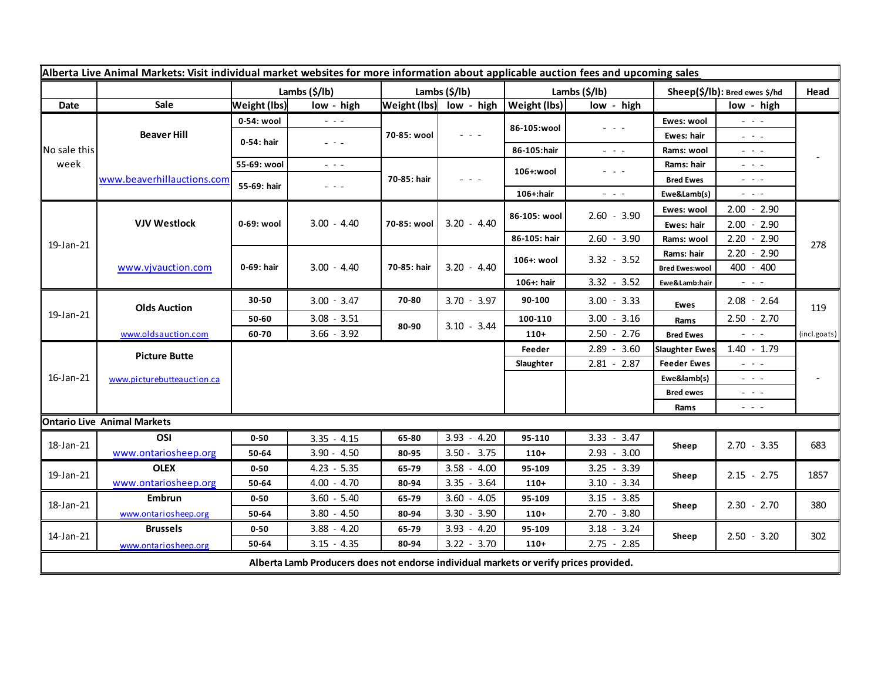**Alberta Live Animal Markets: Visit individual market websites for more information about applicable auction fees and upcoming sales**

| Date | Sale | Lambs ($/lb) Weight (lbs) | low - high | Lambs ($/lb) Weight (lbs) | low - high | Lambs ($/lb) Weight (lbs) | low - high | Sheep($/lb): Bred ewes $/hd | low - high | Head |
|---|---|---|---|---|---|---|---|---|---|---|
| No sale this week | Beaver Hill www.beaverhillauctions.com | 0-54: wool | - - - | 70-85: wool | - - - | 86-105:wool | - - - | Ewes: wool | - - - | - |
| | | 0-54: hair | - - - | | | | | Ewes: hair | - - - | |
| | | | | | | 86-105:hair | - - - | Rams: wool | - - - | |
| | | 55-69: wool | - - - | 70-85: hair | - - - | 106+:wool | - - - | Rams: hair | - - - | |
| | | 55-69: hair | - - - | | | | | Bred Ewes | - - - | |
| | | | | | | 106+:hair | - - - | Ewe&Lamb(s) | - - - | |
| 19-Jan-21 | VJV Westlock www.vjvauction.com | 0-69: wool | 3.00 - 4.40 | 70-85: wool | 3.20 - 4.40 | 86-105: wool | 2.60 - 3.90 | Ewes: wool | 2.00 - 2.90 | 278 |
| | | | | | | | | Ewes: hair | 2.00 - 2.90 | |
| | | | | | | 86-105: hair | 2.60 - 3.90 | Rams: wool | 2.20 - 2.90 | |
| | | 0-69: hair | 3.00 - 4.40 | 70-85: hair | 3.20 - 4.40 | 106+: wool | 3.32 - 3.52 | Rams: hair | 2.20 - 2.90 | |
| | | | | | | | | Bred Ewes:wool | 400 - 400 | |
| | | | | | | 106+: hair | 3.32 - 3.52 | Ewe&Lamb:hair | - - - | |
| 19-Jan-21 | Olds Auction www.oldsauction.com | 30-50 | 3.00 - 3.47 | 70-80 | 3.70 - 3.97 | 90-100 | 3.00 - 3.33 | Ewes | 2.08 - 2.64 | 119 (incl.goats) |
| | | 50-60 | 3.08 - 3.51 | 80-90 | 3.10 - 3.44 | 100-110 | 3.00 - 3.16 | Rams | 2.50 - 2.70 | |
| | | 60-70 | 3.66 - 3.92 | | | 110+ | 2.50 - 2.76 | Bred Ewes | - - - | |
| 16-Jan-21 | Picture Butte www.picturebutteauction.ca | | | | | Feeder | 2.89 - 3.60 | Slaughter Ewes | 1.40 - 1.79 | - |
| | | | | | | Slaughter | 2.81 - 2.87 | Feeder Ewes | - - - | |
| | | | | | | | | Ewe&lamb(s) | - - - | |
| | | | | | | | | Bred ewes | - - - | |
| | | | | | | | | Rams | - - - | |
| **Ontario Live Animal Markets** | | | | | | | | | | |
| 18-Jan-21 | OSI www.ontariosheep.org | 0-50 | 3.35 - 4.15 | 65-80 | 3.93 - 4.20 | 95-110 | 3.33 - 3.47 | Sheep | 2.70 - 3.35 | 683 |
| | | 50-64 | 3.90 - 4.50 | 80-95 | 3.50 - 3.75 | 110+ | 2.93 - 3.00 | | | |
| 19-Jan-21 | OLEX www.ontariosheep.org | 0-50 | 4.23 - 5.35 | 65-79 | 3.58 - 4.00 | 95-109 | 3.25 - 3.39 | Sheep | 2.15 - 2.75 | 1857 |
| | | 50-64 | 4.00 - 4.70 | 80-94 | 3.35 - 3.64 | 110+ | 3.10 - 3.34 | | | |
| 18-Jan-21 | Embrun www.ontariosheep.org | 0-50 | 3.60 - 5.40 | 65-79 | 3.60 - 4.05 | 95-109 | 3.15 - 3.85 | Sheep | 2.30 - 2.70 | 380 |
| | | 50-64 | 3.80 - 4.50 | 80-94 | 3.30 - 3.90 | 110+ | 2.70 - 3.80 | | | |
| 14-Jan-21 | Brussels www.ontariosheep.org | 0-50 | 3.88 - 4.20 | 65-79 | 3.93 - 4.20 | 95-109 | 3.18 - 3.24 | Sheep | 2.50 - 3.20 | 302 |
| | | 50-64 | 3.15 - 4.35 | 80-94 | 3.22 - 3.70 | 110+ | 2.75 - 2.85 | | | |

**Alberta Lamb Producers does not endorse individual markets or verify prices provided.**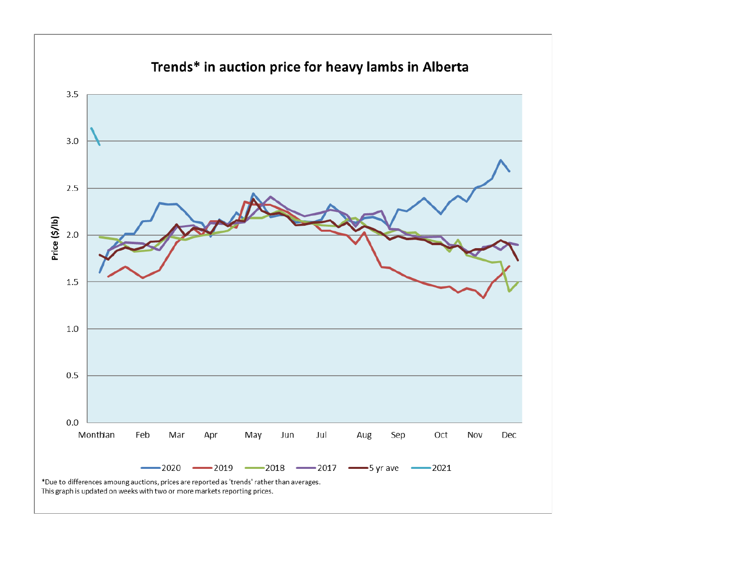## Trends* in auction price for heavy lambs in Alberta

Price ($/lb)

3.5
3.0
2.5
2.0
1.5
1.0
0.5
0.0

Month Jan Feb Mar Apr May Jun Jul Aug Sep Oct Nov Dec

2020 2019 2018 2017 5 yr ave 2021

*Due to differences amoung auctions, prices are reported as 'trends' rather than averages.
This graph is updated on weeks with two or more markets reporting prices.